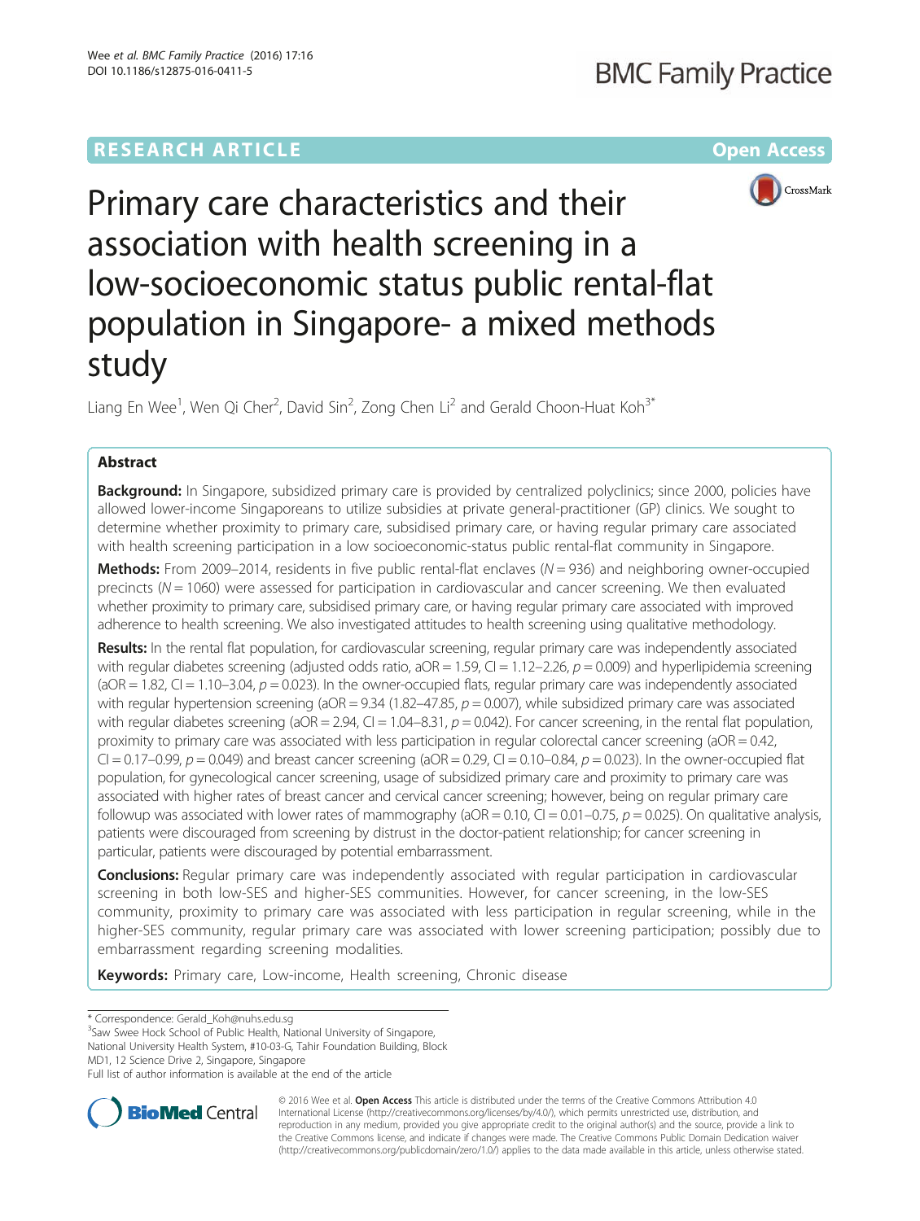RESEARCH ARTICLE

Open Access

# Primary care characteristics and their association with health screening in a low-socioeconomic status public rental-flat population in Singapore- a mixed methods study

Liang En Wee[1], Wen Qi Cher[2], David Sin[2], Zong Chen Li[2] and Gerald Choon-Huat Koh[3*]

## Abstract

**Background:** In Singapore, subsidized primary care is provided by centralized polyclinics; since 2000, policies have allowed lower-income Singaporeans to utilize subsidies at private general-practitioner (GP) clinics. We sought to determine whether proximity to primary care, subsidised primary care, or having regular primary care associated with health screening participation in a low socioeconomic-status public rental-flat community in Singapore.

**Methods:** From 2009–2014, residents in five public rental-flat enclaves (N = 936) and neighboring owner-occupied precincts (N = 1060) were assessed for participation in cardiovascular and cancer screening. We then evaluated whether proximity to primary care, subsidised primary care, or having regular primary care associated with improved adherence to health screening. We also investigated attitudes to health screening using qualitative methodology.

**Results:** In the rental flat population, for cardiovascular screening, regular primary care was independently associated with regular diabetes screening (adjusted odds ratio, aOR = 1.59, CI = 1.12–2.26, $p = 0.009$) and hyperlipidemia screening (aOR = 1.82, CI = 1.10–3.04, $p = 0.023$). In the owner-occupied flats, regular primary care was independently associated with regular hypertension screening (aOR = 9.34 (1.82–47.85, $p = 0.007$), while subsidized primary care was associated with regular diabetes screening (aOR = 2.94, CI = 1.04–8.31, $p = 0.042$). For cancer screening, in the rental flat population, proximity to primary care was associated with less participation in regular colorectal cancer screening (aOR = 0.42, CI = 0.17–0.99, $p = 0.049$) and breast cancer screening (aOR = 0.29, CI = 0.10–0.84, $p = 0.023$). In the owner-occupied flat population, for gynecological cancer screening, usage of subsidized primary care and proximity to primary care was associated with higher rates of breast cancer and cervical cancer screening; however, being on regular primary care followup was associated with lower rates of mammography (aOR = 0.10, CI = 0.01–0.75, $p = 0.025$). On qualitative analysis, patients were discouraged from screening by distrust in the doctor-patient relationship; for cancer screening in particular, patients were discouraged by potential embarrassment.

**Conclusions:** Regular primary care was independently associated with regular participation in cardiovascular screening in both low-SES and higher-SES communities. However, for cancer screening, in the low-SES community, proximity to primary care was associated with less participation in regular screening, while in the higher-SES community, regular primary care was associated with lower screening participation; possibly due to embarrassment regarding screening modalities.

**Keywords:** Primary care, Low-income, Health screening, Chronic disease

---

\* Correspondence: Gerald_Koh@nuhs.edu.sg
[3]Saw Swee Hock School of Public Health, National University of Singapore, National University Health System, #10-03-G, Tahir Foundation Building, Block MD1, 12 Science Drive 2, Singapore, Singapore
Full list of author information is available at the end of the article

© 2016 Wee et al. **Open Access** This article is distributed under the terms of the Creative Commons Attribution 4.0 International License (http://creativecommons.org/licenses/by/4.0/), which permits unrestricted use, distribution, and reproduction in any medium, provided you give appropriate credit to the original author(s) and the source, provide a link to the Creative Commons license, and indicate if changes were made. The Creative Commons Public Domain Dedication waiver (http://creativecommons.org/publicdomain/zero/1.0/) applies to the data made available in this article, unless otherwise stated.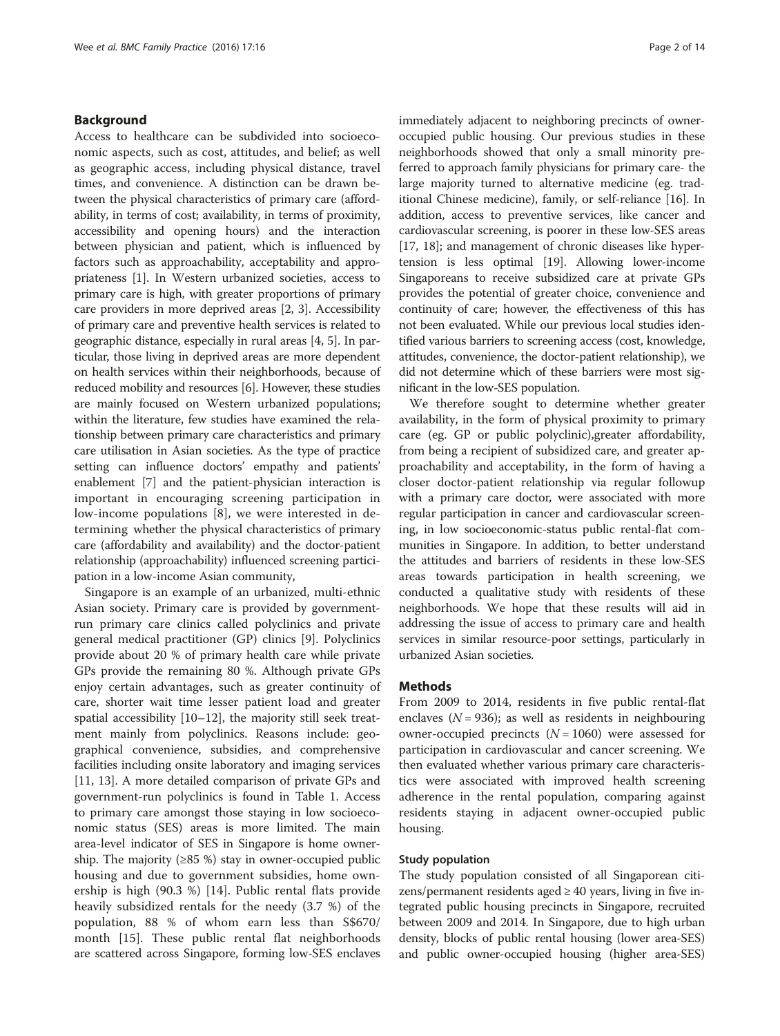## Background

Access to healthcare can be subdivided into socioeconomic aspects, such as cost, attitudes, and belief; as well as geographic access, including physical distance, travel times, and convenience. A distinction can be drawn between the physical characteristics of primary care (affordability, in terms of cost; availability, in terms of proximity, accessibility and opening hours) and the interaction between physician and patient, which is influenced by factors such as approachability, acceptability and appropriateness [1]. In Western urbanized societies, access to primary care is high, with greater proportions of primary care providers in more deprived areas [2, 3]. Accessibility of primary care and preventive health services is related to geographic distance, especially in rural areas [4, 5]. In particular, those living in deprived areas are more dependent on health services within their neighborhoods, because of reduced mobility and resources [6]. However, these studies are mainly focused on Western urbanized populations; within the literature, few studies have examined the relationship between primary care characteristics and primary care utilisation in Asian societies. As the type of practice setting can influence doctors' empathy and patients' enablement [7] and the patient-physician interaction is important in encouraging screening participation in low-income populations [8], we were interested in determining whether the physical characteristics of primary care (affordability and availability) and the doctor-patient relationship (approachability) influenced screening participation in a low-income Asian community,

Singapore is an example of an urbanized, multi-ethnic Asian society. Primary care is provided by government-run primary care clinics called polyclinics and private general medical practitioner (GP) clinics [9]. Polyclinics provide about 20 % of primary health care while private GPs provide the remaining 80 %. Although private GPs enjoy certain advantages, such as greater continuity of care, shorter wait time lesser patient load and greater spatial accessibility [10–12], the majority still seek treatment mainly from polyclinics. Reasons include: geographical convenience, subsidies, and comprehensive facilities including onsite laboratory and imaging services [11, 13]. A more detailed comparison of private GPs and government-run polyclinics is found in Table 1. Access to primary care amongst those staying in low socioeconomic status (SES) areas is more limited. The main area-level indicator of SES in Singapore is home ownership. The majority (≥85 %) stay in owner-occupied public housing and due to government subsidies, home ownership is high (90.3 %) [14]. Public rental flats provide heavily subsidized rentals for the needy (3.7 %) of the population, 88 % of whom earn less than S$670/month [15]. These public rental flat neighborhoods are scattered across Singapore, forming low-SES enclaves immediately adjacent to neighboring precincts of owner-occupied public housing. Our previous studies in these neighborhoods showed that only a small minority preferred to approach family physicians for primary care- the large majority turned to alternative medicine (eg. traditional Chinese medicine), family, or self-reliance [16]. In addition, access to preventive services, like cancer and cardiovascular screening, is poorer in these low-SES areas [17, 18]; and management of chronic diseases like hypertension is less optimal [19]. Allowing lower-income Singaporeans to receive subsidized care at private GPs provides the potential of greater choice, convenience and continuity of care; however, the effectiveness of this has not been evaluated. While our previous local studies identified various barriers to screening access (cost, knowledge, attitudes, convenience, the doctor-patient relationship), we did not determine which of these barriers were most significant in the low-SES population.

We therefore sought to determine whether greater availability, in the form of physical proximity to primary care (eg. GP or public polyclinic),greater affordability, from being a recipient of subsidized care, and greater approachability and acceptability, in the form of having a closer doctor-patient relationship via regular followup with a primary care doctor, were associated with more regular participation in cancer and cardiovascular screening, in low socioeconomic-status public rental-flat communities in Singapore. In addition, to better understand the attitudes and barriers of residents in these low-SES areas towards participation in health screening, we conducted a qualitative study with residents of these neighborhoods. We hope that these results will aid in addressing the issue of access to primary care and health services in similar resource-poor settings, particularly in urbanized Asian societies.

## Methods

From 2009 to 2014, residents in five public rental-flat enclaves ($N = 936$); as well as residents in neighbouring owner-occupied precincts ($N = 1060$) were assessed for participation in cardiovascular and cancer screening. We then evaluated whether various primary care characteristics were associated with improved health screening adherence in the rental population, comparing against residents staying in adjacent owner-occupied public housing.

### Study population

The study population consisted of all Singaporean citizens/permanent residents aged ≥ 40 years, living in five integrated public housing precincts in Singapore, recruited between 2009 and 2014. In Singapore, due to high urban density, blocks of public rental housing (lower area-SES) and public owner-occupied housing (higher area-SES)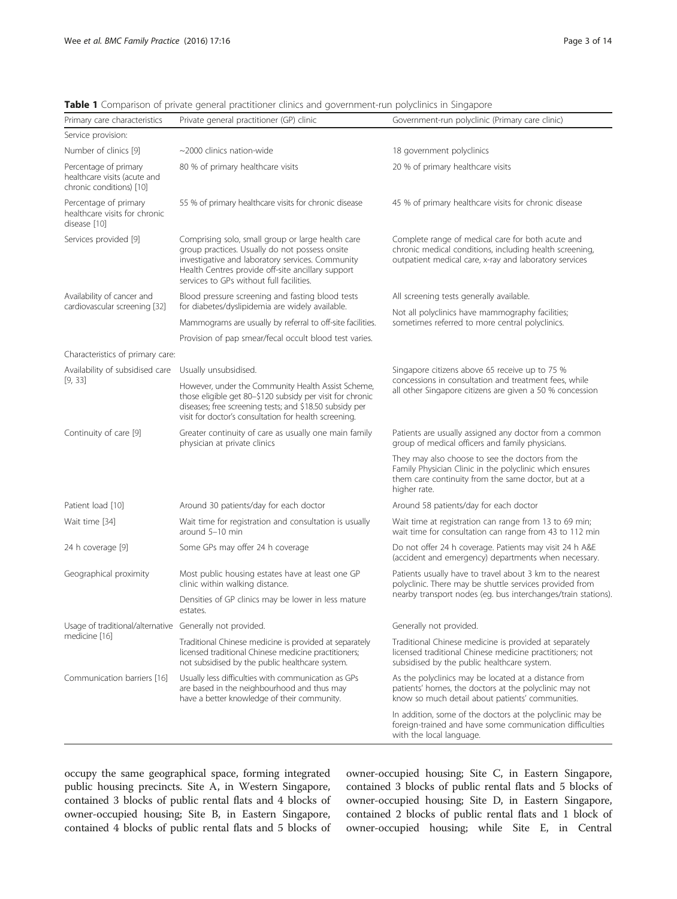**Table 1** Comparison of private general practitioner clinics and government-run polyclinics in Singapore

| Primary care characteristics | Private general practitioner (GP) clinic | Government-run polyclinic (Primary care clinic) |
|---|---|---|
| Service provision: | | |
| Number of clinics [9] | ~2000 clinics nation-wide | 18 government polyclinics |
| Percentage of primary healthcare visits (acute and chronic conditions) [10] | 80 % of primary healthcare visits | 20 % of primary healthcare visits |
| Percentage of primary healthcare visits for chronic disease [10] | 55 % of primary healthcare visits for chronic disease | 45 % of primary healthcare visits for chronic disease |
| Services provided [9] | Comprising solo, small group or large health care group practices. Usually do not possess onsite investigative and laboratory services. Community Health Centres provide off-site ancillary support services to GPs without full facilities. | Complete range of medical care for both acute and chronic medical conditions, including health screening, outpatient medical care, x-ray and laboratory services |
| Availability of cancer and cardiovascular screening [32] | Blood pressure screening and fasting blood tests for diabetes/dyslipidemia are widely available.<br>Mammograms are usually by referral to off-site facilities.<br>Provision of pap smear/fecal occult blood test varies. | All screening tests generally available.<br>Not all polyclinics have mammography facilities; sometimes referred to more central polyclinics. |
| Characteristics of primary care: | | |
| Availability of subsidised care [9, 33] | Usually unsubsidised.<br>However, under the Community Health Assist Scheme, those eligible get 80–$120 subsidy per visit for chronic diseases; free screening tests; and $18.50 subsidy per visit for doctor's consultation for health screening. | Singapore citizens above 65 receive up to 75 % concessions in consultation and treatment fees, while all other Singapore citizens are given a 50 % concession |
| Continuity of care [9] | Greater continuity of care as usually one main family physician at private clinics | Patients are usually assigned any doctor from a common group of medical officers and family physicians.<br>They may also choose to see the doctors from the Family Physician Clinic in the polyclinic which ensures them care continuity from the same doctor, but at a higher rate. |
| Patient load [10] | Around 30 patients/day for each doctor | Around 58 patients/day for each doctor |
| Wait time [34] | Wait time for registration and consultation is usually around 5–10 min | Wait time at registration can range from 13 to 69 min; wait time for consultation can range from 43 to 112 min |
| 24 h coverage [9] | Some GPs may offer 24 h coverage | Do not offer 24 h coverage. Patients may visit 24 h A&E (accident and emergency) departments when necessary. |
| Geographical proximity | Most public housing estates have at least one GP clinic within walking distance.<br>Densities of GP clinics may be lower in less mature estates. | Patients usually have to travel about 3 km to the nearest polyclinic. There may be shuttle services provided from nearby transport nodes (eg. bus interchanges/train stations). |
| Usage of traditional/alternative medicine [16] | Generally not provided.<br>Traditional Chinese medicine is provided at separately licensed traditional Chinese medicine practitioners; not subsidised by the public healthcare system. | Generally not provided.<br>Traditional Chinese medicine is provided at separately licensed traditional Chinese medicine practitioners; not subsidised by the public healthcare system. |
| Communication barriers [16] | Usually less difficulties with communication as GPs are based in the neighbourhood and thus may have a better knowledge of their community. | As the polyclinics may be located at a distance from patients' homes, the doctors at the polyclinic may not know so much detail about patients' communities.<br>In addition, some of the doctors at the polyclinic may be foreign-trained and have some communication difficulties with the local language. |

occupy the same geographical space, forming integrated public housing precincts. Site A, in Western Singapore, contained 3 blocks of public rental flats and 4 blocks of owner-occupied housing; Site B, in Eastern Singapore, contained 4 blocks of public rental flats and 5 blocks of owner-occupied housing; Site C, in Eastern Singapore, contained 3 blocks of public rental flats and 5 blocks of owner-occupied housing; Site D, in Eastern Singapore, contained 2 blocks of public rental flats and 1 block of owner-occupied housing; while Site E, in Central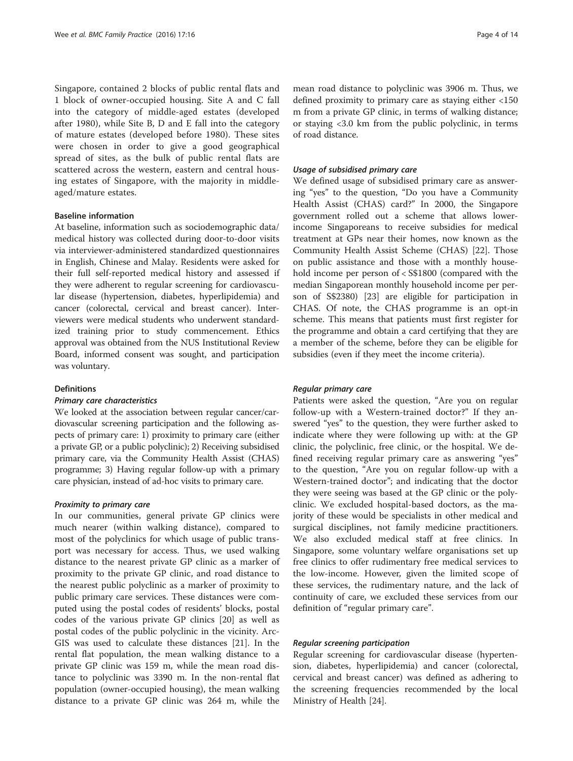Singapore, contained 2 blocks of public rental flats and 1 block of owner-occupied housing. Site A and C fall into the category of middle-aged estates (developed after 1980), while Site B, D and E fall into the category of mature estates (developed before 1980). These sites were chosen in order to give a good geographical spread of sites, as the bulk of public rental flats are scattered across the western, eastern and central housing estates of Singapore, with the majority in middle-aged/mature estates.

### Baseline information

At baseline, information such as sociodemographic data/medical history was collected during door-to-door visits via interviewer-administered standardized questionnaires in English, Chinese and Malay. Residents were asked for their full self-reported medical history and assessed if they were adherent to regular screening for cardiovascular disease (hypertension, diabetes, hyperlipidemia) and cancer (colorectal, cervical and breast cancer). Interviewers were medical students who underwent standardized training prior to study commencement. Ethics approval was obtained from the NUS Institutional Review Board, informed consent was sought, and participation was voluntary.

### Definitions

#### *Primary care characteristics*

We looked at the association between regular cancer/cardiovascular screening participation and the following aspects of primary care: 1) proximity to primary care (either a private GP, or a public polyclinic); 2) Receiving subsidised primary care, via the Community Health Assist (CHAS) programme; 3) Having regular follow-up with a primary care physician, instead of ad-hoc visits to primary care.

#### *Proximity to primary care*

In our communities, general private GP clinics were much nearer (within walking distance), compared to most of the polyclinics for which usage of public transport was necessary for access. Thus, we used walking distance to the nearest private GP clinic as a marker of proximity to the private GP clinic, and road distance to the nearest public polyclinic as a marker of proximity to public primary care services. These distances were computed using the postal codes of residents' blocks, postal codes of the various private GP clinics [20] as well as postal codes of the public polyclinic in the vicinity. ArcGIS was used to calculate these distances [21]. In the rental flat population, the mean walking distance to a private GP clinic was 159 m, while the mean road distance to polyclinic was 3390 m. In the non-rental flat population (owner-occupied housing), the mean walking distance to a private GP clinic was 264 m, while the mean road distance to polyclinic was 3906 m. Thus, we defined proximity to primary care as staying either <150 m from a private GP clinic, in terms of walking distance; or staying <3.0 km from the public polyclinic, in terms of road distance.

#### *Usage of subsidised primary care*

We defined usage of subsidised primary care as answering "yes" to the question, "Do you have a Community Health Assist (CHAS) card?" In 2000, the Singapore government rolled out a scheme that allows lower-income Singaporeans to receive subsidies for medical treatment at GPs near their homes, now known as the Community Health Assist Scheme (CHAS) [22]. Those on public assistance and those with a monthly household income per person of < S$1800 (compared with the median Singaporean monthly household income per person of S$2380) [23] are eligible for participation in CHAS. Of note, the CHAS programme is an opt-in scheme. This means that patients must first register for the programme and obtain a card certifying that they are a member of the scheme, before they can be eligible for subsidies (even if they meet the income criteria).

#### *Regular primary care*

Patients were asked the question, "Are you on regular follow-up with a Western-trained doctor?" If they answered "yes" to the question, they were further asked to indicate where they were following up with: at the GP clinic, the polyclinic, free clinic, or the hospital. We defined receiving regular primary care as answering "yes" to the question, "Are you on regular follow-up with a Western-trained doctor"; and indicating that the doctor they were seeing was based at the GP clinic or the polyclinic. We excluded hospital-based doctors, as the majority of these would be specialists in other medical and surgical disciplines, not family medicine practitioners. We also excluded medical staff at free clinics. In Singapore, some voluntary welfare organisations set up free clinics to offer rudimentary free medical services to the low-income. However, given the limited scope of these services, the rudimentary nature, and the lack of continuity of care, we excluded these services from our definition of "regular primary care".

#### *Regular screening participation*

Regular screening for cardiovascular disease (hypertension, diabetes, hyperlipidemia) and cancer (colorectal, cervical and breast cancer) was defined as adhering to the screening frequencies recommended by the local Ministry of Health [24].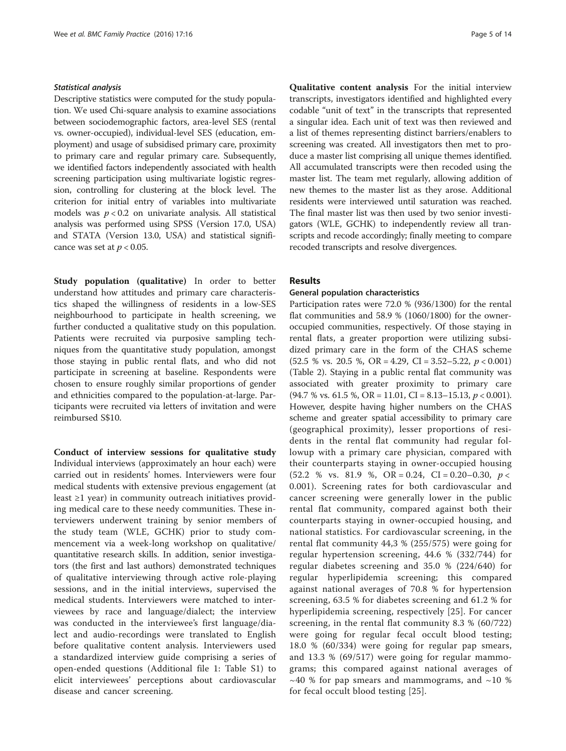#### *Statistical analysis*

Descriptive statistics were computed for the study population. We used Chi-square analysis to examine associations between sociodemographic factors, area-level SES (rental vs. owner-occupied), individual-level SES (education, employment) and usage of subsidised primary care, proximity to primary care and regular primary care. Subsequently, we identified factors independently associated with health screening participation using multivariate logistic regression, controlling for clustering at the block level. The criterion for initial entry of variables into multivariate models was $p < 0.2$ on univariate analysis. All statistical analysis was performed using SPSS (Version 17.0, USA) and STATA (Version 13.0, USA) and statistical significance was set at $p < 0.05$.

**Study population (qualitative)** In order to better understand how attitudes and primary care characteristics shaped the willingness of residents in a low-SES neighbourhood to participate in health screening, we further conducted a qualitative study on this population. Patients were recruited via purposive sampling techniques from the quantitative study population, amongst those staying in public rental flats, and who did not participate in screening at baseline. Respondents were chosen to ensure roughly similar proportions of gender and ethnicities compared to the population-at-large. Participants were recruited via letters of invitation and were reimbursed S$10.

**Conduct of interview sessions for qualitative study** Individual interviews (approximately an hour each) were carried out in residents' homes. Interviewers were four medical students with extensive previous engagement (at least ≥1 year) in community outreach initiatives providing medical care to these needy communities. These interviewers underwent training by senior members of the study team (WLE, GCHK) prior to study commencement via a week-long workshop on qualitative/quantitative research skills. In addition, senior investigators (the first and last authors) demonstrated techniques of qualitative interviewing through active role-playing sessions, and in the initial interviews, supervised the medical students. Interviewers were matched to interviewees by race and language/dialect; the interview was conducted in the interviewee's first language/dialect and audio-recordings were translated to English before qualitative content analysis. Interviewers used a standardized interview guide comprising a series of open-ended questions (Additional file 1: Table S1) to elicit interviewees' perceptions about cardiovascular disease and cancer screening.

**Qualitative content analysis** For the initial interview transcripts, investigators identified and highlighted every codable "unit of text" in the transcripts that represented a singular idea. Each unit of text was then reviewed and a list of themes representing distinct barriers/enablers to screening was created. All investigators then met to produce a master list comprising all unique themes identified. All accumulated transcripts were then recoded using the master list. The team met regularly, allowing addition of new themes to the master list as they arose. Additional residents were interviewed until saturation was reached. The final master list was then used by two senior investigators (WLE, GCHK) to independently review all transcripts and recode accordingly; finally meeting to compare recoded transcripts and resolve divergences.

## Results

### General population characteristics

Participation rates were 72.0 % (936/1300) for the rental flat communities and 58.9 % (1060/1800) for the owner-occupied communities, respectively. Of those staying in rental flats, a greater proportion were utilizing subsidized primary care in the form of the CHAS scheme (52.5 % vs. 20.5 %, OR = 4.29, CI = 3.52–5.22, $p < 0.001$) (Table 2). Staying in a public rental flat community was associated with greater proximity to primary care (94.7 % vs. 61.5 %, OR = 11.01, CI = 8.13–15.13, $p < 0.001$). However, despite having higher numbers on the CHAS scheme and greater spatial accessibility to primary care (geographical proximity), lesser proportions of residents in the rental flat community had regular followup with a primary care physician, compared with their counterparts staying in owner-occupied housing (52.2 % vs. 81.9 %, OR = 0.24, CI = 0.20–0.30, $p < 0.001$). Screening rates for both cardiovascular and cancer screening were generally lower in the public rental flat community, compared against both their counterparts staying in owner-occupied housing, and national statistics. For cardiovascular screening, in the rental flat community 44,3 % (255/575) were going for regular hypertension screening, 44.6 % (332/744) for regular diabetes screening and 35.0 % (224/640) for regular hyperlipidemia screening; this compared against national averages of 70.8 % for hypertension screening, 63.5 % for diabetes screening and 61.2 % for hyperlipidemia screening, respectively [25]. For cancer screening, in the rental flat community 8.3 % (60/722) were going for regular fecal occult blood testing; 18.0 % (60/334) were going for regular pap smears, and 13.3 % (69/517) were going for regular mammograms; this compared against national averages of ~40 % for pap smears and mammograms, and ~10 % for fecal occult blood testing [25].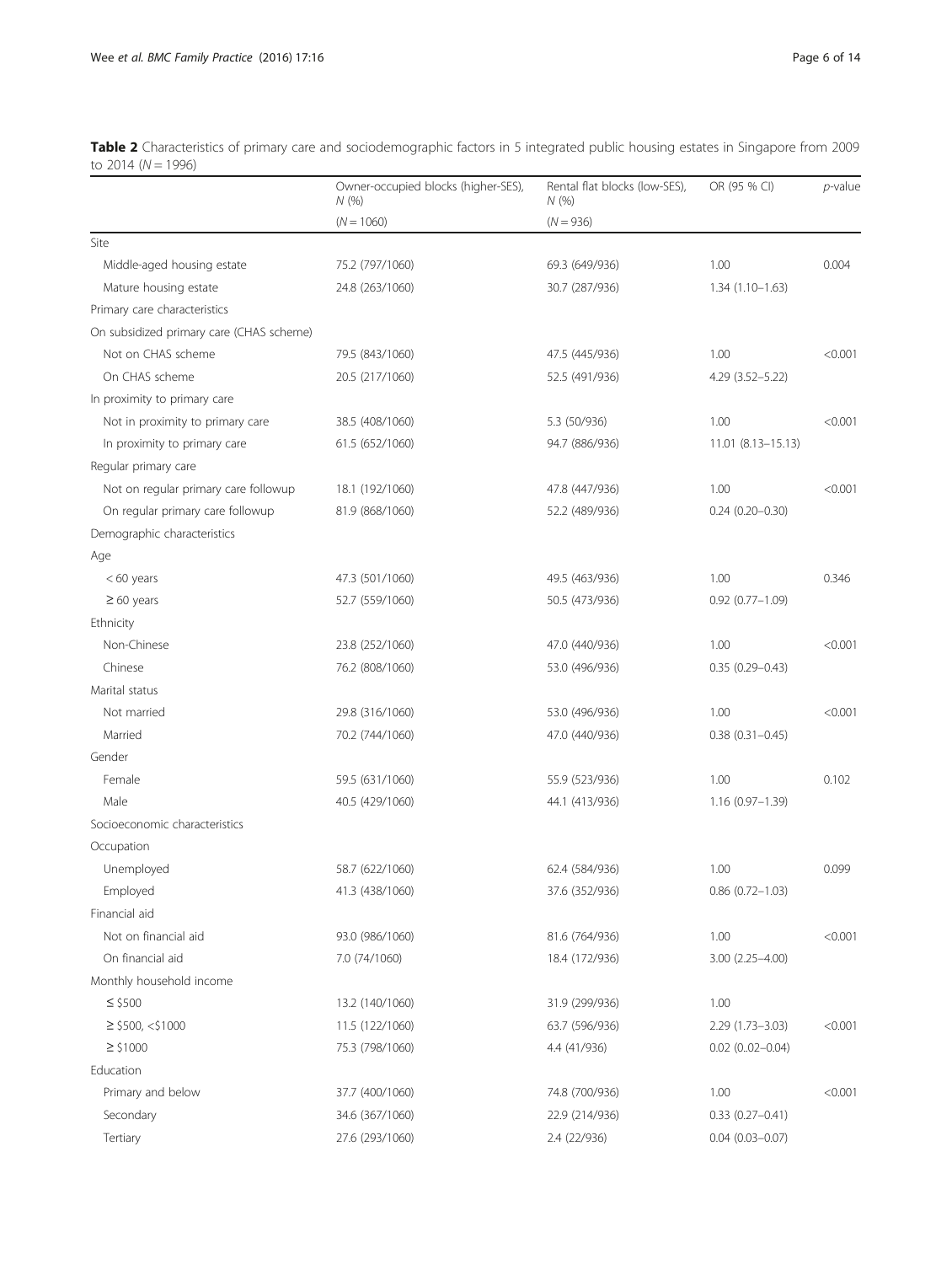**Table 2** Characteristics of primary care and sociodemographic factors in 5 integrated public housing estates in Singapore from 2009 to 2014 ($N = 1996$)

| | Owner-occupied blocks (higher-SES), *N* (%) | Rental flat blocks (low-SES), *N* (%) | OR (95 % CI) | *p*-value |
|---|---|---|---|---|
| | ($N = 1060$) | ($N = 936$) | | |
| Site | | | | |
| Middle-aged housing estate | 75.2 (797/1060) | 69.3 (649/936) | 1.00 | 0.004 |
| Mature housing estate | 24.8 (263/1060) | 30.7 (287/936) | 1.34 (1.10–1.63) | |
| Primary care characteristics | | | | |
| On subsidized primary care (CHAS scheme) | | | | |
| Not on CHAS scheme | 79.5 (843/1060) | 47.5 (445/936) | 1.00 | <0.001 |
| On CHAS scheme | 20.5 (217/1060) | 52.5 (491/936) | 4.29 (3.52–5.22) | |
| In proximity to primary care | | | | |
| Not in proximity to primary care | 38.5 (408/1060) | 5.3 (50/936) | 1.00 | <0.001 |
| In proximity to primary care | 61.5 (652/1060) | 94.7 (886/936) | 11.01 (8.13–15.13) | |
| Regular primary care | | | | |
| Not on regular primary care followup | 18.1 (192/1060) | 47.8 (447/936) | 1.00 | <0.001 |
| On regular primary care followup | 81.9 (868/1060) | 52.2 (489/936) | 0.24 (0.20–0.30) | |
| Demographic characteristics | | | | |
| Age | | | | |
| < 60 years | 47.3 (501/1060) | 49.5 (463/936) | 1.00 | 0.346 |
| ≥ 60 years | 52.7 (559/1060) | 50.5 (473/936) | 0.92 (0.77–1.09) | |
| Ethnicity | | | | |
| Non-Chinese | 23.8 (252/1060) | 47.0 (440/936) | 1.00 | <0.001 |
| Chinese | 76.2 (808/1060) | 53.0 (496/936) | 0.35 (0.29–0.43) | |
| Marital status | | | | |
| Not married | 29.8 (316/1060) | 53.0 (496/936) | 1.00 | <0.001 |
| Married | 70.2 (744/1060) | 47.0 (440/936) | 0.38 (0.31–0.45) | |
| Gender | | | | |
| Female | 59.5 (631/1060) | 55.9 (523/936) | 1.00 | 0.102 |
| Male | 40.5 (429/1060) | 44.1 (413/936) | 1.16 (0.97–1.39) | |
| Socioeconomic characteristics | | | | |
| Occupation | | | | |
| Unemployed | 58.7 (622/1060) | 62.4 (584/936) | 1.00 | 0.099 |
| Employed | 41.3 (438/1060) | 37.6 (352/936) | 0.86 (0.72–1.03) | |
| Financial aid | | | | |
| Not on financial aid | 93.0 (986/1060) | 81.6 (764/936) | 1.00 | <0.001 |
| On financial aid | 7.0 (74/1060) | 18.4 (172/936) | 3.00 (2.25–4.00) | |
| Monthly household income | | | | |
| ≤ $500 | 13.2 (140/1060) | 31.9 (299/936) | 1.00 | |
| ≥ $500, <$1000 | 11.5 (122/1060) | 63.7 (596/936) | 2.29 (1.73–3.03) | <0.001 |
| ≥ $1000 | 75.3 (798/1060) | 4.4 (41/936) | 0.02 (0..02–0.04) | |
| Education | | | | |
| Primary and below | 37.7 (400/1060) | 74.8 (700/936) | 1.00 | <0.001 |
| Secondary | 34.6 (367/1060) | 22.9 (214/936) | 0.33 (0.27–0.41) | |
| Tertiary | 27.6 (293/1060) | 2.4 (22/936) | 0.04 (0.03–0.07) | |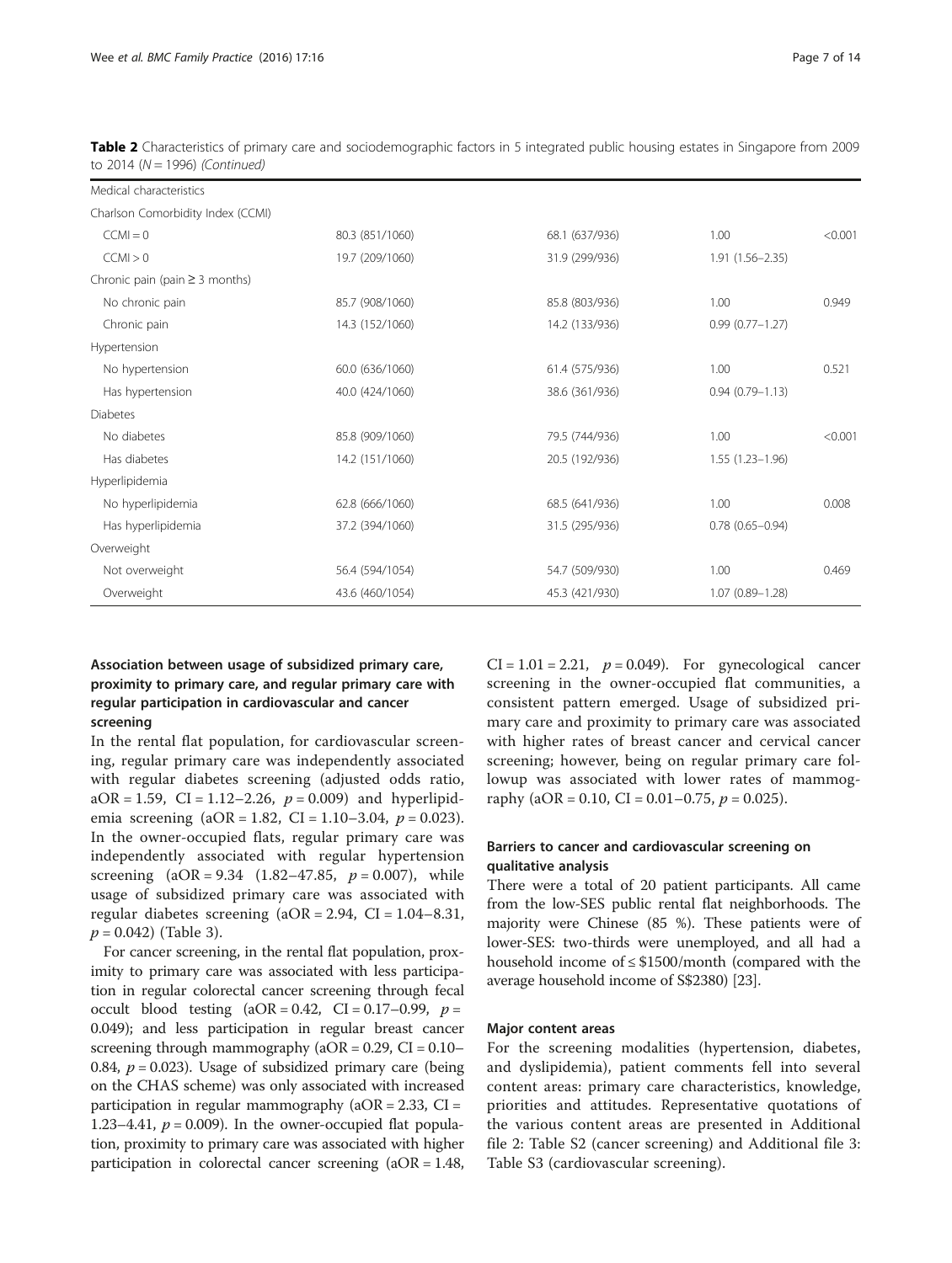**Table 2** Characteristics of primary care and sociodemographic factors in 5 integrated public housing estates in Singapore from 2009 to 2014 (N = 1996) *(Continued)*

| | | | | |
|---|---|---|---|---|
| Medical characteristics | | | | |
| Charlson Comorbidity Index (CCMI) | | | | |
| CCMI = 0 | 80.3 (851/1060) | 68.1 (637/936) | 1.00 | <0.001 |
| CCMI > 0 | 19.7 (209/1060) | 31.9 (299/936) | 1.91 (1.56–2.35) | |
| Chronic pain (pain ≥ 3 months) | | | | |
| No chronic pain | 85.7 (908/1060) | 85.8 (803/936) | 1.00 | 0.949 |
| Chronic pain | 14.3 (152/1060) | 14.2 (133/936) | 0.99 (0.77–1.27) | |
| Hypertension | | | | |
| No hypertension | 60.0 (636/1060) | 61.4 (575/936) | 1.00 | 0.521 |
| Has hypertension | 40.0 (424/1060) | 38.6 (361/936) | 0.94 (0.79–1.13) | |
| Diabetes | | | | |
| No diabetes | 85.8 (909/1060) | 79.5 (744/936) | 1.00 | <0.001 |
| Has diabetes | 14.2 (151/1060) | 20.5 (192/936) | 1.55 (1.23–1.96) | |
| Hyperlipidemia | | | | |
| No hyperlipidemia | 62.8 (666/1060) | 68.5 (641/936) | 1.00 | 0.008 |
| Has hyperlipidemia | 37.2 (394/1060) | 31.5 (295/936) | 0.78 (0.65–0.94) | |
| Overweight | | | | |
| Not overweight | 56.4 (594/1054) | 54.7 (509/930) | 1.00 | 0.469 |
| Overweight | 43.6 (460/1054) | 45.3 (421/930) | 1.07 (0.89–1.28) | |

### Association between usage of subsidized primary care, proximity to primary care, and regular primary care with regular participation in cardiovascular and cancer screening

In the rental flat population, for cardiovascular screening, regular primary care was independently associated with regular diabetes screening (adjusted odds ratio, aOR = 1.59, CI = 1.12–2.26, $p = 0.009$) and hyperlipidemia screening (aOR = 1.82, CI = 1.10–3.04, $p = 0.023$). In the owner-occupied flats, regular primary care was independently associated with regular hypertension screening (aOR = 9.34 (1.82–47.85, $p = 0.007$), while usage of subsidized primary care was associated with regular diabetes screening (aOR = 2.94, CI = 1.04–8.31, $p = 0.042$) (Table 3).

For cancer screening, in the rental flat population, proximity to primary care was associated with less participation in regular colorectal cancer screening through fecal occult blood testing (aOR = 0.42, CI = 0.17–0.99, $p = 0.049$); and less participation in regular breast cancer screening through mammography (aOR = 0.29, CI = 0.10–0.84, $p = 0.023$). Usage of subsidized primary care (being on the CHAS scheme) was only associated with increased participation in regular mammography (aOR = 2.33, CI = 1.23–4.41, $p = 0.009$). In the owner-occupied flat population, proximity to primary care was associated with higher participation in colorectal cancer screening (aOR = 1.48, CI = 1.01 = 2.21, $p = 0.049$). For gynecological cancer screening in the owner-occupied flat communities, a consistent pattern emerged. Usage of subsidized primary care and proximity to primary care was associated with higher rates of breast cancer and cervical cancer screening; however, being on regular primary care followup was associated with lower rates of mammography (aOR = 0.10, CI = 0.01–0.75, $p = 0.025$).

### Barriers to cancer and cardiovascular screening on qualitative analysis

There were a total of 20 patient participants. All came from the low-SES public rental flat neighborhoods. The majority were Chinese (85 %). These patients were of lower-SES: two-thirds were unemployed, and all had a household income of ≤ $1500/month (compared with the average household income of S$2380) [23].

#### Major content areas

For the screening modalities (hypertension, diabetes, and dyslipidemia), patient comments fell into several content areas: primary care characteristics, knowledge, priorities and attitudes. Representative quotations of the various content areas are presented in Additional file 2: Table S2 (cancer screening) and Additional file 3: Table S3 (cardiovascular screening).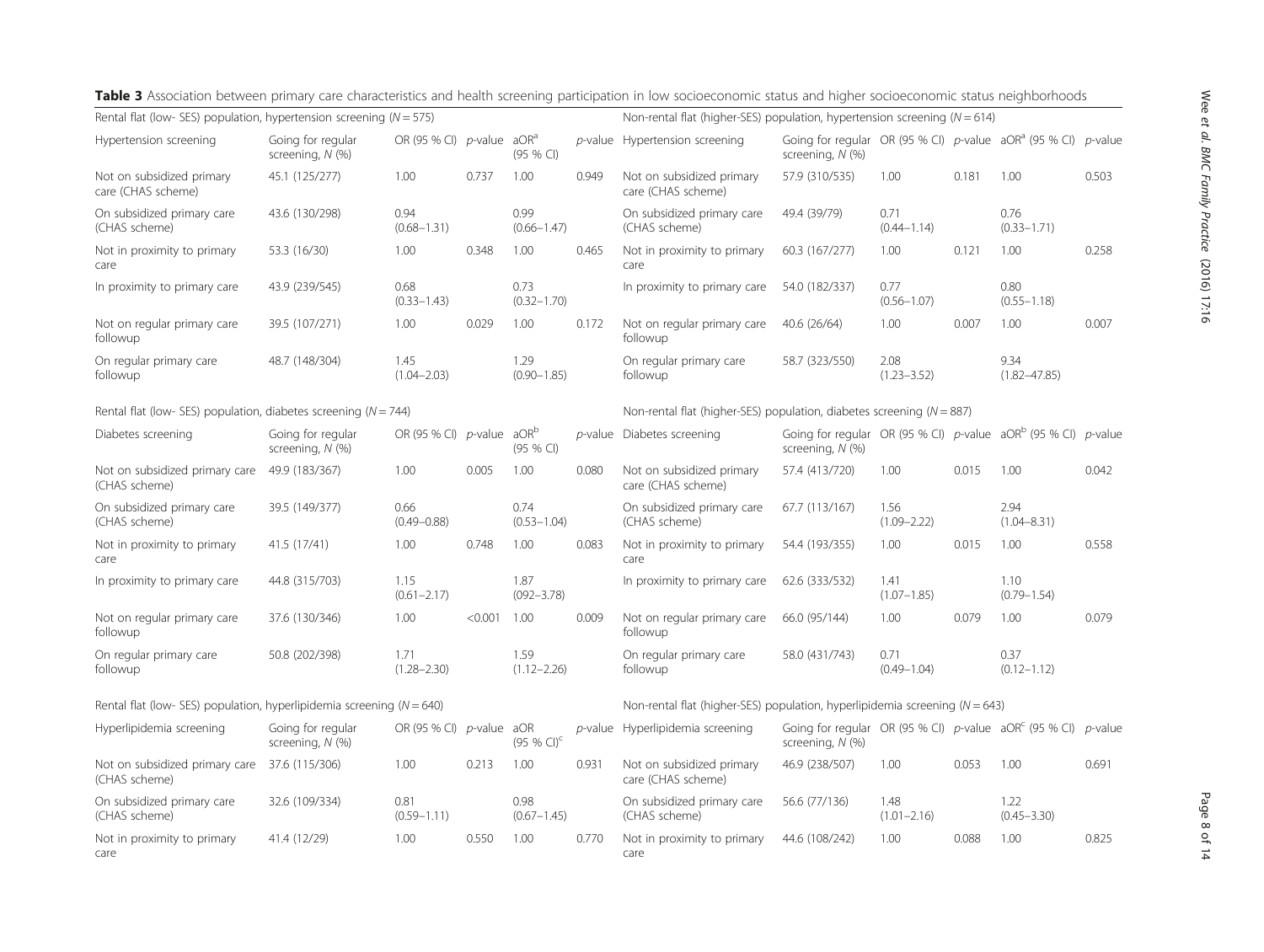**Table 3** Association between primary care characteristics and health screening participation in low socioeconomic status and higher socioeconomic status neighborhoods

| Rental flat (low- SES) population, hypertension screening ($N = 575$) | | | | | | Non-rental flat (higher-SES) population, hypertension screening ($N = 614$) | | | | | |
|---|---|---|---|---|---|---|---|---|---|---|---|
| Hypertension screening | Going for regular screening, $N$ (%) | OR (95 % CI) | $p$-value | aOR[a] (95 % CI) | $p$-value | Hypertension screening | Going for regular screening, $N$ (%) | OR (95 % CI) | $p$-value | aOR[a] (95 % CI) | $p$-value |
| Not on subsidized primary care (CHAS scheme) | 45.1 (125/277) | 1.00 | 0.737 | 1.00 | 0.949 | Not on subsidized primary care (CHAS scheme) | 57.9 (310/535) | 1.00 | 0.181 | 1.00 | 0.503 |
| On subsidized primary care (CHAS scheme) | 43.6 (130/298) | 0.94 (0.68–1.31) | | 0.99 (0.66–1.47) | | On subsidized primary care (CHAS scheme) | 49.4 (39/79) | 0.71 (0.44–1.14) | | 0.76 (0.33–1.71) | |
| Not in proximity to primary care | 53.3 (16/30) | 1.00 | 0.348 | 1.00 | 0.465 | Not in proximity to primary care | 60.3 (167/277) | 1.00 | 0.121 | 1.00 | 0.258 |
| In proximity to primary care | 43.9 (239/545) | 0.68 (0.33–1.43) | | 0.73 (0.32–1.70) | | In proximity to primary care | 54.0 (182/337) | 0.77 (0.56–1.07) | | 0.80 (0.55–1.18) | |
| Not on regular primary care followup | 39.5 (107/271) | 1.00 | 0.029 | 1.00 | 0.172 | Not on regular primary care followup | 40.6 (26/64) | 1.00 | 0.007 | 1.00 | 0.007 |
| On regular primary care followup | 48.7 (148/304) | 1.45 (1.04–2.03) | | 1.29 (0.90–1.85) | | On regular primary care followup | 58.7 (323/550) | 2.08 (1.23–3.52) | | 9.34 (1.82–47.85) | |
| Rental flat (low- SES) population, diabetes screening ($N = 744$) | | | | | | Non-rental flat (higher-SES) population, diabetes screening ($N = 887$) | | | | | |
| Diabetes screening | Going for regular screening, $N$ (%) | OR (95 % CI) | $p$-value | aOR[b] (95 % CI) | $p$-value | Diabetes screening | Going for regular screening, $N$ (%) | OR (95 % CI) | $p$-value | aOR[b] (95 % CI) | $p$-value |
| Not on subsidized primary care (CHAS scheme) | 49.9 (183/367) | 1.00 | 0.005 | 1.00 | 0.080 | Not on subsidized primary care (CHAS scheme) | 57.4 (413/720) | 1.00 | 0.015 | 1.00 | 0.042 |
| On subsidized primary care (CHAS scheme) | 39.5 (149/377) | 0.66 (0.49–0.88) | | 0.74 (0.53–1.04) | | On subsidized primary care (CHAS scheme) | 67.7 (113/167) | 1.56 (1.09–2.22) | | 2.94 (1.04–8.31) | |
| Not in proximity to primary care | 41.5 (17/41) | 1.00 | 0.748 | 1.00 | 0.083 | Not in proximity to primary care | 54.4 (193/355) | 1.00 | 0.015 | 1.00 | 0.558 |
| In proximity to primary care | 44.8 (315/703) | 1.15 (0.61–2.17) | | 1.87 (092–3.78) | | In proximity to primary care | 62.6 (333/532) | 1.41 (1.07–1.85) | | 1.10 (0.79–1.54) | |
| Not on regular primary care followup | 37.6 (130/346) | 1.00 | <0.001 | 1.00 | 0.009 | Not on regular primary care followup | 66.0 (95/144) | 1.00 | 0.079 | 1.00 | 0.079 |
| On regular primary care followup | 50.8 (202/398) | 1.71 (1.28–2.30) | | 1.59 (1.12–2.26) | | On regular primary care followup | 58.0 (431/743) | 0.71 (0.49–1.04) | | 0.37 (0.12–1.12) | |
| Rental flat (low- SES) population, hyperlipidemia screening ($N = 640$) | | | | | | Non-rental flat (higher-SES) population, hyperlipidemia screening ($N = 643$) | | | | | |
| Hyperlipidemia screening | Going for regular screening, $N$ (%) | OR (95 % CI) | $p$-value | aOR (95 % CI)[c] | $p$-value | Hyperlipidemia screening | Going for regular screening, $N$ (%) | OR (95 % CI) | $p$-value | aOR[c] (95 % CI) | $p$-value |
| Not on subsidized primary care (CHAS scheme) | 37.6 (115/306) | 1.00 | 0.213 | 1.00 | 0.931 | Not on subsidized primary care (CHAS scheme) | 46.9 (238/507) | 1.00 | 0.053 | 1.00 | 0.691 |
| On subsidized primary care (CHAS scheme) | 32.6 (109/334) | 0.81 (0.59–1.11) | | 0.98 (0.67–1.45) | | On subsidized primary care (CHAS scheme) | 56.6 (77/136) | 1.48 (1.01–2.16) | | 1.22 (0.45–3.30) | |
| Not in proximity to primary care | 41.4 (12/29) | 1.00 | 0.550 | 1.00 | 0.770 | Not in proximity to primary care | 44.6 (108/242) | 1.00 | 0.088 | 1.00 | 0.825 |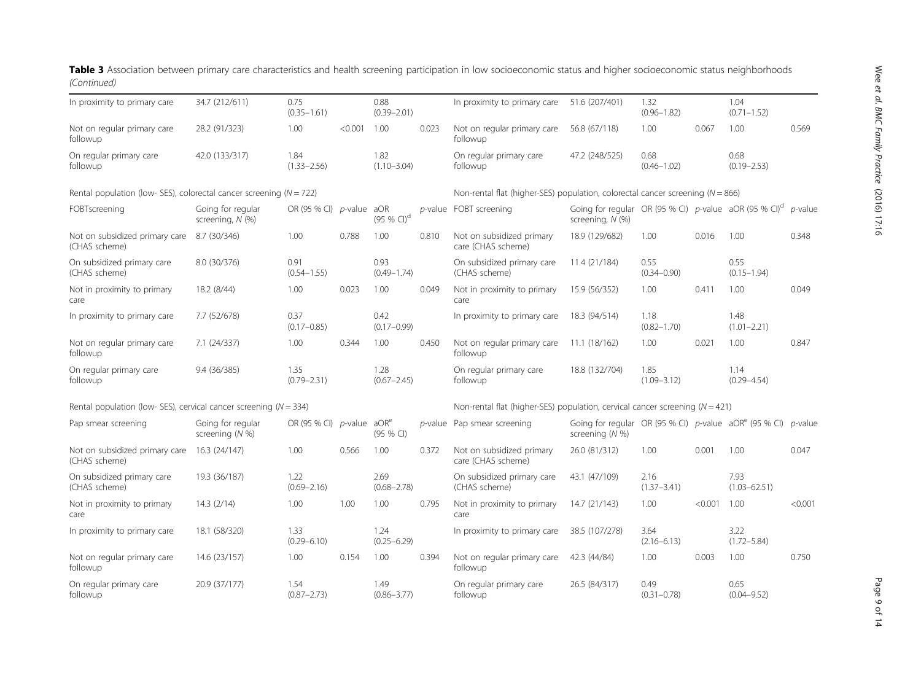**Table 3** Association between primary care characteristics and health screening participation in low socioeconomic status and higher socioeconomic status neighborhoods *(Continued)*

| | | | | | | | | | | | |
|---|---|---|---|---|---|---|---|---|---|---|---|
| In proximity to primary care | 34.7 (212/611) | 0.75 (0.35–1.61) | | 0.88 (0.39–2.01) | | In proximity to primary care | 51.6 (207/401) | 1.32 (0.96–1.82) | | 1.04 (0.71–1.52) | |
| Not on regular primary care followup | 28.2 (91/323) | 1.00 | <0.001 | 1.00 | 0.023 | Not on regular primary care followup | 56.8 (67/118) | 1.00 | 0.067 | 1.00 | 0.569 |
| On regular primary care followup | 42.0 (133/317) | 1.84 (1.33–2.56) | | 1.82 (1.10–3.04) | | On regular primary care followup | 47.2 (248/525) | 0.68 (0.46–1.02) | | 0.68 (0.19–2.53) | |
| Rental population (low- SES), colorectal cancer screening ($N = 722$) | | | | | | Non-rental flat (higher-SES) population, colorectal cancer screening ($N = 866$) | | | | | |
| FOBTscreening | Going for regular screening, *N* (%) | OR (95 % CI) | *p*-value | aOR (95 % CI)[d] | *p*-value | FOBT screening | Going for regular screening, *N* (%) | OR (95 % CI) | *p*-value | aOR (95 % CI)[d] | *p*-value |
| Not on subsidized primary care (CHAS scheme) | 8.7 (30/346) | 1.00 | 0.788 | 1.00 | 0.810 | Not on subsidized primary care (CHAS scheme) | 18.9 (129/682) | 1.00 | 0.016 | 1.00 | 0.348 |
| On subsidized primary care (CHAS scheme) | 8.0 (30/376) | 0.91 (0.54–1.55) | | 0.93 (0.49–1.74) | | On subsidized primary care (CHAS scheme) | 11.4 (21/184) | 0.55 (0.34–0.90) | | 0.55 (0.15–1.94) | |
| Not in proximity to primary care | 18.2 (8/44) | 1.00 | 0.023 | 1.00 | 0.049 | Not in proximity to primary care | 15.9 (56/352) | 1.00 | 0.411 | 1.00 | 0.049 |
| In proximity to primary care | 7.7 (52/678) | 0.37 (0.17–0.85) | | 0.42 (0.17–0.99) | | In proximity to primary care | 18.3 (94/514) | 1.18 (0.82–1.70) | | 1.48 (1.01–2.21) | |
| Not on regular primary care followup | 7.1 (24/337) | 1.00 | 0.344 | 1.00 | 0.450 | Not on regular primary care followup | 11.1 (18/162) | 1.00 | 0.021 | 1.00 | 0.847 |
| On regular primary care followup | 9.4 (36/385) | 1.35 (0.79–2.31) | | 1.28 (0.67–2.45) | | On regular primary care followup | 18.8 (132/704) | 1.85 (1.09–3.12) | | 1.14 (0.29–4.54) | |
| Rental population (low- SES), cervical cancer screening ($N = 334$) | | | | | | Non-rental flat (higher-SES) population, cervical cancer screening ($N = 421$) | | | | | |
| Pap smear screening | Going for regular screening (*N* %) | OR (95 % CI) | *p*-value | aOR[e] (95 % CI) | *p*-value | Pap smear screening | Going for regular screening (*N* %) | OR (95 % CI) | *p*-value | aOR[e] (95 % CI) | *p*-value |
| Not on subsidized primary care (CHAS scheme) | 16.3 (24/147) | 1.00 | 0.566 | 1.00 | 0.372 | Not on subsidized primary care (CHAS scheme) | 26.0 (81/312) | 1.00 | 0.001 | 1.00 | 0.047 |
| On subsidized primary care (CHAS scheme) | 19.3 (36/187) | 1.22 (0.69–2.16) | | 2.69 (0.68–2.78) | | On subsidized primary care (CHAS scheme) | 43.1 (47/109) | 2.16 (1.37–3.41) | | 7.93 (1.03–62.51) | |
| Not in proximity to primary care | 14.3 (2/14) | 1.00 | 1.00 | 1.00 | 0.795 | Not in proximity to primary care | 14.7 (21/143) | 1.00 | <0.001 | 1.00 | <0.001 |
| In proximity to primary care | 18.1 (58/320) | 1.33 (0.29–6.10) | | 1.24 (0.25–6.29) | | In proximity to primary care | 38.5 (107/278) | 3.64 (2.16–6.13) | | 3.22 (1.72–5.84) | |
| Not on regular primary care followup | 14.6 (23/157) | 1.00 | 0.154 | 1.00 | 0.394 | Not on regular primary care followup | 42.3 (44/84) | 1.00 | 0.003 | 1.00 | 0.750 |
| On regular primary care followup | 20.9 (37/177) | 1.54 (0.87–2.73) | | 1.49 (0.86–3.77) | | On regular primary care followup | 26.5 (84/317) | 0.49 (0.31–0.78) | | 0.65 (0.04–9.52) | |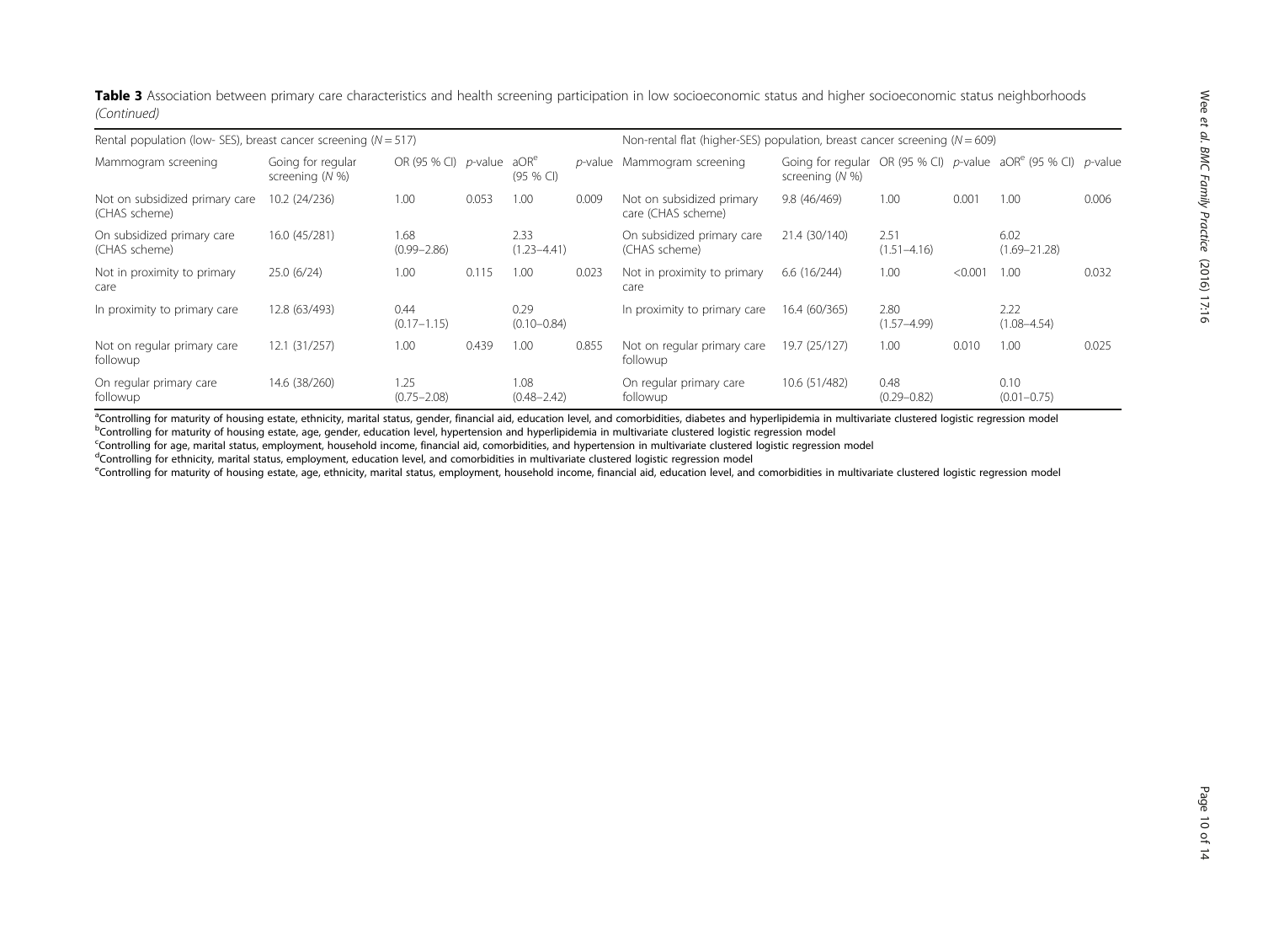**Table 3** Association between primary care characteristics and health screening participation in low socioeconomic status and higher socioeconomic status neighborhoods *(Continued)*

| Rental population (low- SES), breast cancer screening ($N = 517$) | | | | | | Non-rental flat (higher-SES) population, breast cancer screening ($N = 609$) | | | | | |
|---|---|---|---|---|---|---|---|---|---|---|---|
| Mammogram screening | Going for regular screening ($N$ %) | OR (95 % CI) | $p$-value | aOR[e] (95 % CI) | $p$-value | Mammogram screening | Going for regular screening ($N$ %) | OR (95 % CI) | $p$-value | aOR[e] (95 % CI) | $p$-value |
| Not on subsidized primary care (CHAS scheme) | 10.2 (24/236) | 1.00 | 0.053 | 1.00 | 0.009 | Not on subsidized primary care (CHAS scheme) | 9.8 (46/469) | 1.00 | 0.001 | 1.00 | 0.006 |
| On subsidized primary care (CHAS scheme) | 16.0 (45/281) | 1.68 (0.99–2.86) | | 2.33 (1.23–4.41) | | On subsidized primary care (CHAS scheme) | 21.4 (30/140) | 2.51 (1.51–4.16) | | 6.02 (1.69–21.28) | |
| Not in proximity to primary care | 25.0 (6/24) | 1.00 | 0.115 | 1.00 | 0.023 | Not in proximity to primary care | 6.6 (16/244) | 1.00 | <0.001 | 1.00 | 0.032 |
| In proximity to primary care | 12.8 (63/493) | 0.44 (0.17–1.15) | | 0.29 (0.10–0.84) | | In proximity to primary care | 16.4 (60/365) | 2.80 (1.57–4.99) | | 2.22 (1.08–4.54) | |
| Not on regular primary care followup | 12.1 (31/257) | 1.00 | 0.439 | 1.00 | 0.855 | Not on regular primary care followup | 19.7 (25/127) | 1.00 | 0.010 | 1.00 | 0.025 |
| On regular primary care followup | 14.6 (38/260) | 1.25 (0.75–2.08) | | 1.08 (0.48–2.42) | | On regular primary care followup | 10.6 (51/482) | 0.48 (0.29–0.82) | | 0.10 (0.01–0.75) | |

[a]Controlling for maturity of housing estate, ethnicity, marital status, gender, financial aid, education level, and comorbidities, diabetes and hyperlipidemia in multivariate clustered logistic regression model
[b]Controlling for maturity of housing estate, age, gender, education level, hypertension and hyperlipidemia in multivariate clustered logistic regression model
[c]Controlling for age, marital status, employment, household income, financial aid, comorbidities, and hypertension in multivariate clustered logistic regression model
[d]Controlling for ethnicity, marital status, employment, education level, and comorbidities in multivariate clustered logistic regression model
[e]Controlling for maturity of housing estate, age, ethnicity, marital status, employment, household income, financial aid, education level, and comorbidities in multivariate clustered logistic regression model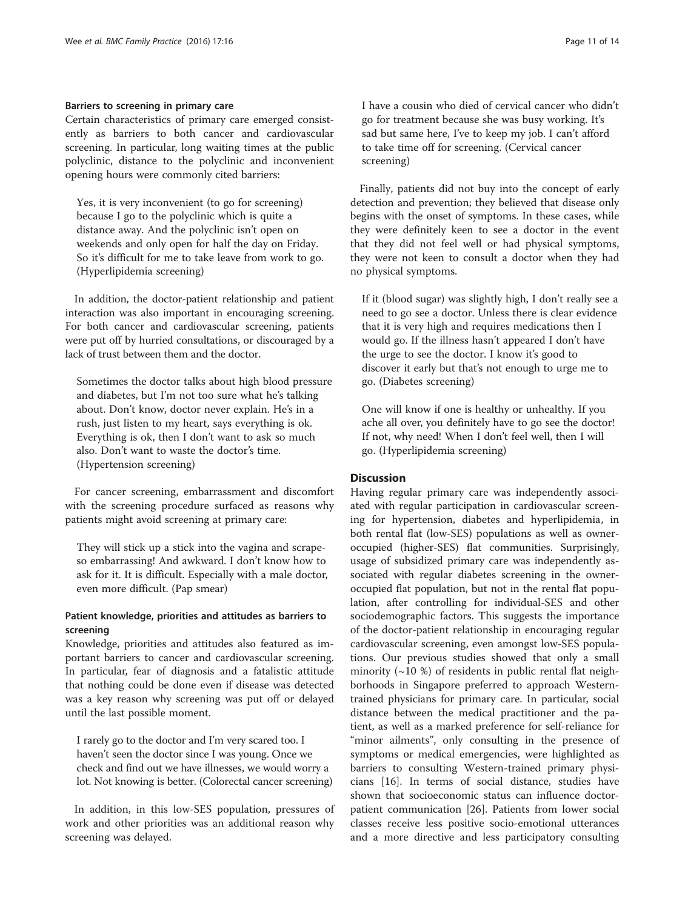### Barriers to screening in primary care

Certain characteristics of primary care emerged consistently as barriers to both cancer and cardiovascular screening. In particular, long waiting times at the public polyclinic, distance to the polyclinic and inconvenient opening hours were commonly cited barriers:

> Yes, it is very inconvenient (to go for screening) because I go to the polyclinic which is quite a distance away. And the polyclinic isn't open on weekends and only open for half the day on Friday. So it's difficult for me to take leave from work to go. (Hyperlipidemia screening)

In addition, the doctor-patient relationship and patient interaction was also important in encouraging screening. For both cancer and cardiovascular screening, patients were put off by hurried consultations, or discouraged by a lack of trust between them and the doctor.

> Sometimes the doctor talks about high blood pressure and diabetes, but I'm not too sure what he's talking about. Don't know, doctor never explain. He's in a rush, just listen to my heart, says everything is ok. Everything is ok, then I don't want to ask so much also. Don't want to waste the doctor's time. (Hypertension screening)

For cancer screening, embarrassment and discomfort with the screening procedure surfaced as reasons why patients might avoid screening at primary care:

> They will stick up a stick into the vagina and scrape- so embarrassing! And awkward. I don't know how to ask for it. It is difficult. Especially with a male doctor, even more difficult. (Pap smear)

### Patient knowledge, priorities and attitudes as barriers to screening

Knowledge, priorities and attitudes also featured as important barriers to cancer and cardiovascular screening. In particular, fear of diagnosis and a fatalistic attitude that nothing could be done even if disease was detected was a key reason why screening was put off or delayed until the last possible moment.

> I rarely go to the doctor and I'm very scared too. I haven't seen the doctor since I was young. Once we check and find out we have illnesses, we would worry a lot. Not knowing is better. (Colorectal cancer screening)

In addition, in this low-SES population, pressures of work and other priorities was an additional reason why screening was delayed.

> I have a cousin who died of cervical cancer who didn't go for treatment because she was busy working. It's sad but same here, I've to keep my job. I can't afford to take time off for screening. (Cervical cancer screening)

Finally, patients did not buy into the concept of early detection and prevention; they believed that disease only begins with the onset of symptoms. In these cases, while they were definitely keen to see a doctor in the event that they did not feel well or had physical symptoms, they were not keen to consult a doctor when they had no physical symptoms.

> If it (blood sugar) was slightly high, I don't really see a need to go see a doctor. Unless there is clear evidence that it is very high and requires medications then I would go. If the illness hasn't appeared I don't have the urge to see the doctor. I know it's good to discover it early but that's not enough to urge me to go. (Diabetes screening)

> One will know if one is healthy or unhealthy. If you ache all over, you definitely have to go see the doctor! If not, why need! When I don't feel well, then I will go. (Hyperlipidemia screening)

## Discussion

Having regular primary care was independently associated with regular participation in cardiovascular screening for hypertension, diabetes and hyperlipidemia, in both rental flat (low-SES) populations as well as owner-occupied (higher-SES) flat communities. Surprisingly, usage of subsidized primary care was independently associated with regular diabetes screening in the owner-occupied flat population, but not in the rental flat population, after controlling for individual-SES and other sociodemographic factors. This suggests the importance of the doctor-patient relationship in encouraging regular cardiovascular screening, even amongst low-SES populations. Our previous studies showed that only a small minority (~10 %) of residents in public rental flat neighborhoods in Singapore preferred to approach Western-trained physicians for primary care. In particular, social distance between the medical practitioner and the patient, as well as a marked preference for self-reliance for "minor ailments", only consulting in the presence of symptoms or medical emergencies, were highlighted as barriers to consulting Western-trained primary physicians [16]. In terms of social distance, studies have shown that socioeconomic status can influence doctor-patient communication [26]. Patients from lower social classes receive less positive socio-emotional utterances and a more directive and less participatory consulting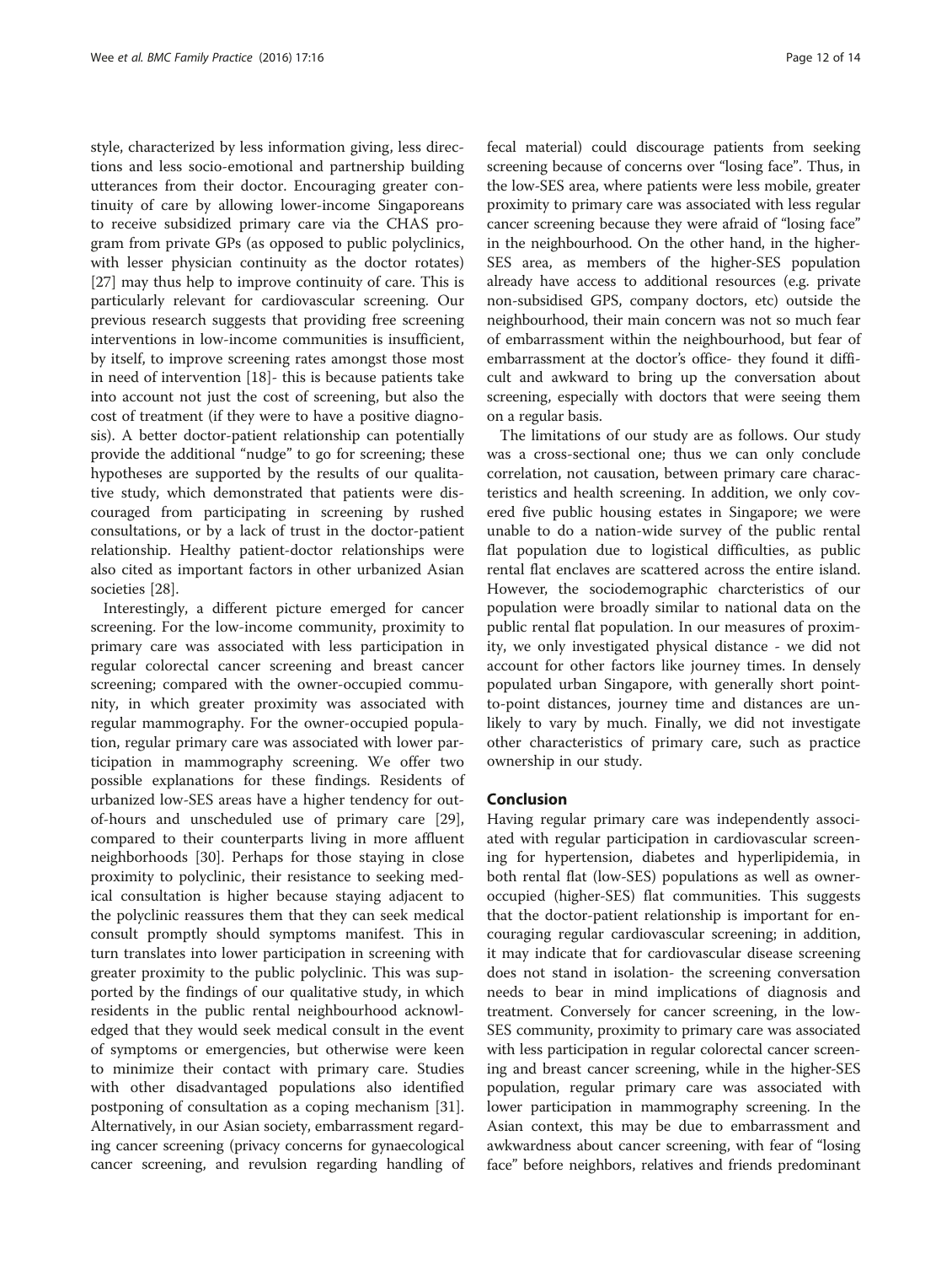style, characterized by less information giving, less directions and less socio-emotional and partnership building utterances from their doctor. Encouraging greater continuity of care by allowing lower-income Singaporeans to receive subsidized primary care via the CHAS program from private GPs (as opposed to public polyclinics, with lesser physician continuity as the doctor rotates) [27] may thus help to improve continuity of care. This is particularly relevant for cardiovascular screening. Our previous research suggests that providing free screening interventions in low-income communities is insufficient, by itself, to improve screening rates amongst those most in need of intervention [18]- this is because patients take into account not just the cost of screening, but also the cost of treatment (if they were to have a positive diagnosis). A better doctor-patient relationship can potentially provide the additional "nudge" to go for screening; these hypotheses are supported by the results of our qualitative study, which demonstrated that patients were discouraged from participating in screening by rushed consultations, or by a lack of trust in the doctor-patient relationship. Healthy patient-doctor relationships were also cited as important factors in other urbanized Asian societies [28].

Interestingly, a different picture emerged for cancer screening. For the low-income community, proximity to primary care was associated with less participation in regular colorectal cancer screening and breast cancer screening; compared with the owner-occupied community, in which greater proximity was associated with regular mammography. For the owner-occupied population, regular primary care was associated with lower participation in mammography screening. We offer two possible explanations for these findings. Residents of urbanized low-SES areas have a higher tendency for out-of-hours and unscheduled use of primary care [29], compared to their counterparts living in more affluent neighborhoods [30]. Perhaps for those staying in close proximity to polyclinic, their resistance to seeking medical consultation is higher because staying adjacent to the polyclinic reassures them that they can seek medical consult promptly should symptoms manifest. This in turn translates into lower participation in screening with greater proximity to the public polyclinic. This was supported by the findings of our qualitative study, in which residents in the public rental neighbourhood acknowledged that they would seek medical consult in the event of symptoms or emergencies, but otherwise were keen to minimize their contact with primary care. Studies with other disadvantaged populations also identified postponing of consultation as a coping mechanism [31]. Alternatively, in our Asian society, embarrassment regarding cancer screening (privacy concerns for gynaecological cancer screening, and revulsion regarding handling of fecal material) could discourage patients from seeking screening because of concerns over "losing face". Thus, in the low-SES area, where patients were less mobile, greater proximity to primary care was associated with less regular cancer screening because they were afraid of "losing face" in the neighbourhood. On the other hand, in the higher-SES area, as members of the higher-SES population already have access to additional resources (e.g. private non-subsidised GPS, company doctors, etc) outside the neighbourhood, their main concern was not so much fear of embarrassment within the neighbourhood, but fear of embarrassment at the doctor's office- they found it difficult and awkward to bring up the conversation about screening, especially with doctors that were seeing them on a regular basis.

The limitations of our study are as follows. Our study was a cross-sectional one; thus we can only conclude correlation, not causation, between primary care characteristics and health screening. In addition, we only covered five public housing estates in Singapore; we were unable to do a nation-wide survey of the public rental flat population due to logistical difficulties, as public rental flat enclaves are scattered across the entire island. However, the sociodemographic charcteristics of our population were broadly similar to national data on the public rental flat population. In our measures of proximity, we only investigated physical distance - we did not account for other factors like journey times. In densely populated urban Singapore, with generally short point-to-point distances, journey time and distances are unlikely to vary by much. Finally, we did not investigate other characteristics of primary care, such as practice ownership in our study.

## Conclusion

Having regular primary care was independently associated with regular participation in cardiovascular screening for hypertension, diabetes and hyperlipidemia, in both rental flat (low-SES) populations as well as owner-occupied (higher-SES) flat communities. This suggests that the doctor-patient relationship is important for encouraging regular cardiovascular screening; in addition, it may indicate that for cardiovascular disease screening does not stand in isolation- the screening conversation needs to bear in mind implications of diagnosis and treatment. Conversely for cancer screening, in the low-SES community, proximity to primary care was associated with less participation in regular colorectal cancer screening and breast cancer screening, while in the higher-SES population, regular primary care was associated with lower participation in mammography screening. In the Asian context, this may be due to embarrassment and awkwardness about cancer screening, with fear of "losing face" before neighbors, relatives and friends predominant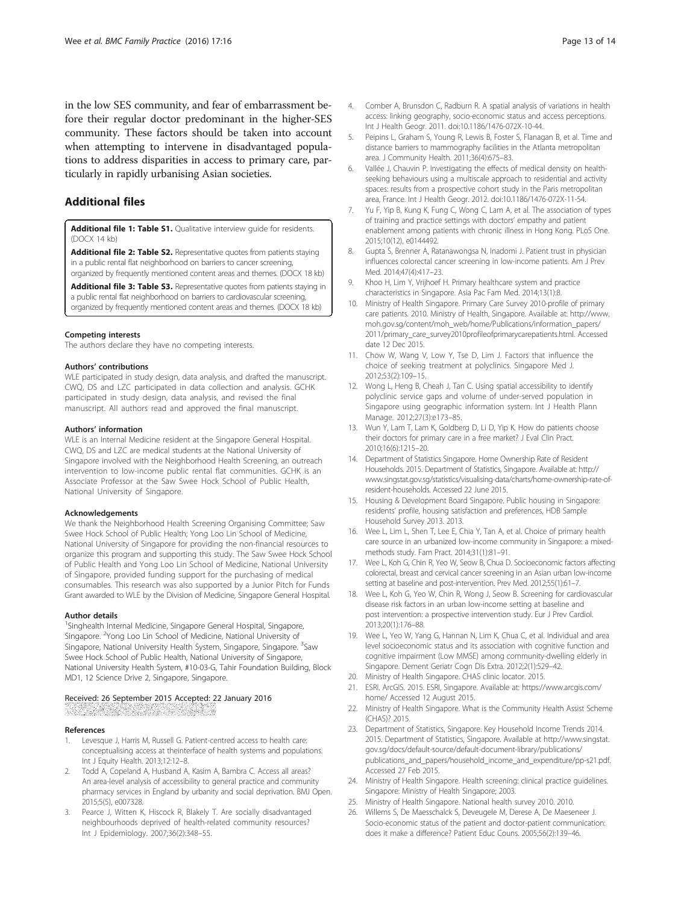in the low SES community, and fear of embarrassment before their regular doctor predominant in the higher-SES community. These factors should be taken into account when attempting to intervene in disadvantaged populations to address disparities in access to primary care, particularly in rapidly urbanising Asian societies.

## Additional files

**Additional file 1: Table S1.** Qualitative interview guide for residents. (DOCX 14 kb)

**Additional file 2: Table S2.** Representative quotes from patients staying in a public rental flat neighborhood on barriers to cancer screening, organized by frequently mentioned content areas and themes. (DOCX 18 kb)

**Additional file 3: Table S3.** Representative quotes from patients staying in a public rental flat neighborhood on barriers to cardiovascular screening, organized by frequently mentioned content areas and themes. (DOCX 18 kb)

#### Competing interests

The authors declare they have no competing interests.

#### Authors' contributions

WLE participated in study design, data analysis, and drafted the manuscript. CWQ, DS and LZC participated in data collection and analysis. GCHK participated in study design, data analysis, and revised the final manuscript. All authors read and approved the final manuscript.

#### Authors' information

WLE is an Internal Medicine resident at the Singapore General Hospital. CWQ, DS and LZC are medical students at the National University of Singapore involved with the Neighborhood Health Screening, an outreach intervention to low-income public rental flat communities. GCHK is an Associate Professor at the Saw Swee Hock School of Public Health, National University of Singapore.

#### Acknowledgements

We thank the Neighborhood Health Screening Organising Committee; Saw Swee Hock School of Public Health; Yong Loo Lin School of Medicine, National University of Singapore for providing the non-financial resources to organize this program and supporting this study. The Saw Swee Hock School of Public Health and Yong Loo Lin School of Medicine, National University of Singapore, provided funding support for the purchasing of medical consumables. This research was also supported by a Junior Pitch for Funds Grant awarded to WLE by the Division of Medicine, Singapore General Hospital.

#### Author details

[1]Singhealth Internal Medicine, Singapore General Hospital, Singapore, Singapore. [2]Yong Loo Lin School of Medicine, National University of Singapore, National University Health System, Singapore, Singapore. [3]Saw Swee Hock School of Public Health, National University of Singapore, National University Health System, #10-03-G, Tahir Foundation Building, Block MD1, 12 Science Drive 2, Singapore, Singapore.

Received: 26 September 2015 Accepted: 22 January 2016

#### References

1. Levesque J, Harris M, Russell G. Patient-centred access to health care: conceptualising access at theinterface of health systems and populations. Int J Equity Health. 2013;12:12–8.
2. Todd A, Copeland A, Husband A, Kasim A, Bambra C. Access all areas? An area-level analysis of accessibility to general practice and community pharmacy services in England by urbanity and social deprivation. BMJ Open. 2015;5(5), e007328.
3. Pearce J, Witten K, Hiscock R, Blakely T. Are socially disadvantaged neighbourhoods deprived of health-related community resources? Int J Epidemiology. 2007;36(2):348–55.
4. Comber A, Brunsdon C, Radburn R. A spatial analysis of variations in health access: linking geography, socio-economic status and access perceptions. Int J Health Geogr. 2011. doi:10.1186/1476-072X-10-44.
5. Peipins L, Graham S, Young R, Lewis B, Foster S, Flanagan B, et al. Time and distance barriers to mammography facilities in the Atlanta metropolitan area. J Community Health. 2011;36(4):675–83.
6. Vallée J, Chauvin P. Investigating the effects of medical density on health-seeking behaviours using a multiscale approach to residential and activity spaces: results from a prospective cohort study in the Paris metropolitan area, France. Int J Health Geogr. 2012. doi:10.1186/1476-072X-11-54.
7. Yu F, Yip B, Kung K, Fung C, Wong C, Lam A, et al. The association of types of training and practice settings with doctors' empathy and patient enablement among patients with chronic illness in Hong Kong. PLoS One. 2015;10(12), e0144492.
8. Gupta S, Brenner A, Ratanawongsa N, Inadomi J. Patient trust in physician influences colorectal cancer screening in low-income patients. Am J Prev Med. 2014;47(4):417–23.
9. Khoo H, Lim Y, Vrijhoef H. Primary healthcare system and practice characteristics in Singapore. Asia Pac Fam Med. 2014;13(1):8.
10. Ministry of Health Singapore. Primary Care Survey 2010-profile of primary care patients. 2010. Ministry of Health, Singapore. Available at: http://www.moh.gov.sg/content/moh_web/home/Publications/information_papers/2011/primary_care_survey2010profileofprimarycarepatients.html. Accessed date 12 Dec 2015.
11. Chow W, Wang V, Low Y, Tse D, Lim J. Factors that influence the choice of seeking treatment at polyclinics. Singapore Med J. 2012;53(2):109–15.
12. Wong L, Heng B, Cheah J, Tan C. Using spatial accessibility to identify polyclinic service gaps and volume of under-served population in Singapore using geographic information system. Int J Health Plann Manage. 2012;27(3):e173–85.
13. Wun Y, Lam T, Lam K, Goldberg D, Li D, Yip K. How do patients choose their doctors for primary care in a free market? J Eval Clin Pract. 2010;16(6):1215–20.
14. Department of Statistics Singapore. Home Ownership Rate of Resident Households. 2015. Department of Statistics, Singapore. Available at: http://www.singstat.gov.sg/statistics/visualising-data/charts/home-ownership-rate-of-resident-households. Accessed 22 June 2015.
15. Housing & Development Board Singapore. Public housing in Singapore: residents' profile, housing satisfaction and preferences, HDB Sample Household Survey 2013. 2013.
16. Wee L, Lim L, Shen T, Lee E, Chia Y, Tan A, et al. Choice of primary health care source in an urbanized low-income community in Singapore: a mixed-methods study. Fam Pract. 2014;31(1):81–91.
17. Wee L, Koh G, Chin R, Yeo W, Seow B, Chua D. Socioeconomic factors affecting colorectal, breast and cervical cancer screening in an Asian urban low-income setting at baseline and post-intervention. Prev Med. 2012;55(1):61–7.
18. Wee L, Koh G, Yeo W, Chin R, Wong J, Seow B. Screening for cardiovascular disease risk factors in an urban low-income setting at baseline and post intervention: a prospective intervention study. Eur J Prev Cardiol. 2013;20(1):176–88.
19. Wee L, Yeo W, Yang G, Hannan N, Lim K, Chua C, et al. Individual and area level socioeconomic status and its association with cognitive function and cognitive impairment (Low MMSE) among community-dwelling elderly in Singapore. Dement Geriatr Cogn Dis Extra. 2012;2(1):529–42.
20. Ministry of Health Singapore. CHAS clinic locator. 2015.
21. ESRI. ArcGIS. 2015. ESRI, Singapore. Available at: https://www.arcgis.com/home/ Accessed 12 August 2015.
22. Ministry of Health Singapore. What is the Community Health Assist Scheme (CHAS)? 2015.
23. Department of Statistics, Singapore. Key Household Income Trends 2014. 2015. Department of Statistics, Singapore. Available at http://www.singstat.gov.sg/docs/default-source/default-document-library/publications/publications_and_papers/household_income_and_expenditure/pp-s21.pdf. Accessed 27 Feb 2015.
24. Ministry of Health Singapore. Health screening: clinical practice guidelines. Singapore: Ministry of Health Singapore; 2003.
25. Ministry of Health Singapore. National health survey 2010. 2010.
26. Willems S, De Maesschalck S, Deveugele M, Derese A, De Maeseneer J. Socio-economic status of the patient and doctor-patient communication: does it make a difference? Patient Educ Couns. 2005;56(2):139–46.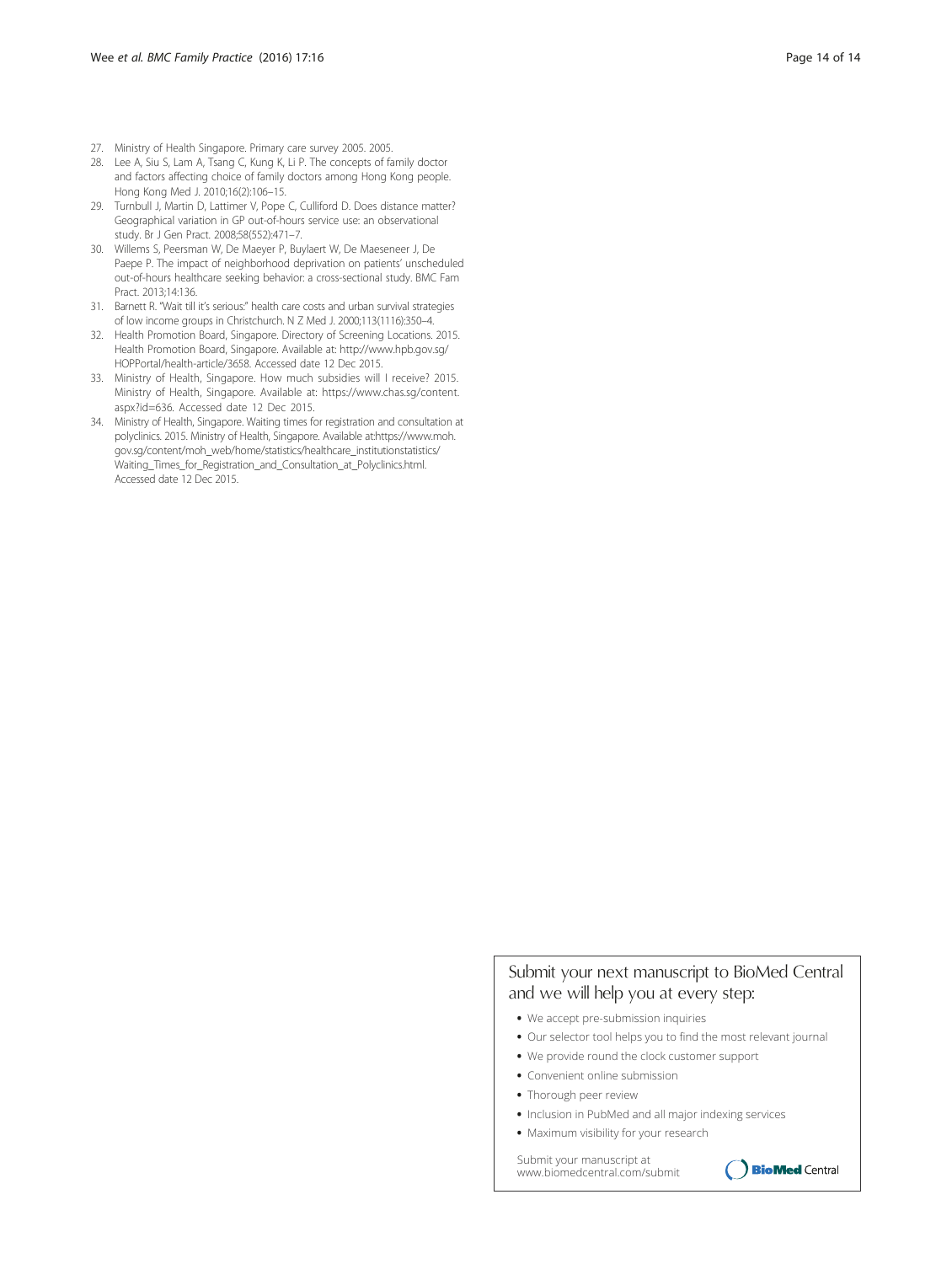27. Ministry of Health Singapore. Primary care survey 2005. 2005.
28. Lee A, Siu S, Lam A, Tsang C, Kung K, Li P. The concepts of family doctor and factors affecting choice of family doctors among Hong Kong people. Hong Kong Med J. 2010;16(2):106–15.
29. Turnbull J, Martin D, Lattimer V, Pope C, Culliford D. Does distance matter? Geographical variation in GP out-of-hours service use: an observational study. Br J Gen Pract. 2008;58(552):471–7.
30. Willems S, Peersman W, De Maeyer P, Buylaert W, De Maeseneer J, De Paepe P. The impact of neighborhood deprivation on patients' unscheduled out-of-hours healthcare seeking behavior: a cross-sectional study. BMC Fam Pract. 2013;14:136.
31. Barnett R. "Wait till it's serious:" health care costs and urban survival strategies of low income groups in Christchurch. N Z Med J. 2000;113(1116):350–4.
32. Health Promotion Board, Singapore. Directory of Screening Locations. 2015. Health Promotion Board, Singapore. Available at: http://www.hpb.gov.sg/HOPPortal/health-article/3658. Accessed date 12 Dec 2015.
33. Ministry of Health, Singapore. How much subsidies will I receive? 2015. Ministry of Health, Singapore. Available at: https://www.chas.sg/content.aspx?id=636. Accessed date 12 Dec 2015.
34. Ministry of Health, Singapore. Waiting times for registration and consultation at polyclinics. 2015. Ministry of Health, Singapore. Available at:https://www.moh.gov.sg/content/moh_web/home/statistics/healthcare_institutionstatistics/Waiting_Times_for_Registration_and_Consultation_at_Polyclinics.html. Accessed date 12 Dec 2015.

Submit your next manuscript to BioMed Central and we will help you at every step:

- We accept pre-submission inquiries
- Our selector tool helps you to find the most relevant journal
- We provide round the clock customer support
- Convenient online submission
- Thorough peer review
- Inclusion in PubMed and all major indexing services
- Maximum visibility for your research

Submit your manuscript at www.biomedcentral.com/submit

BioMed Central